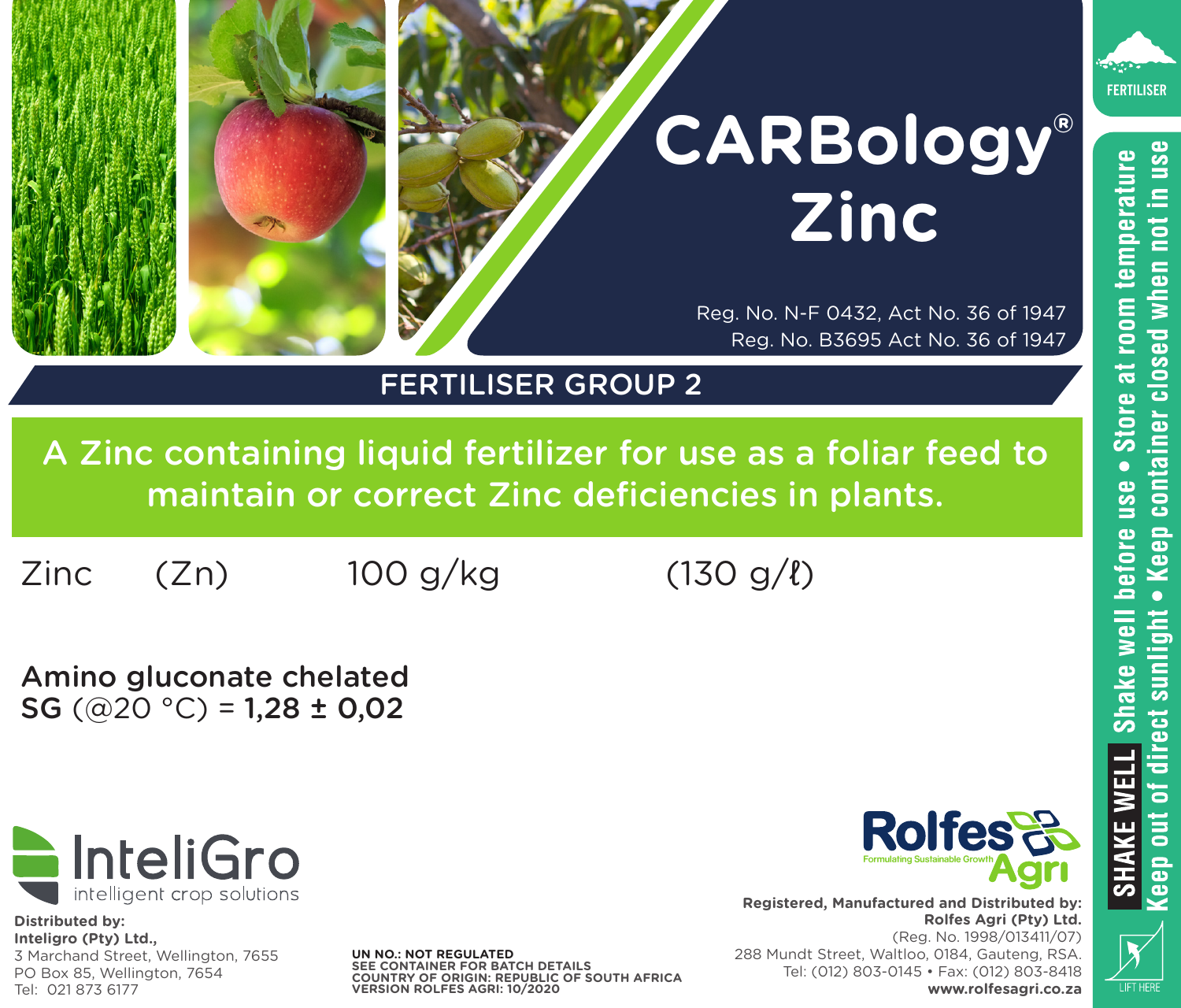# CARBology® Zinc

Reg. No. N-F 0432, Act No. 36 of 1947
Reg. No. B3695 Act No. 36 of 1947

## FERTILISER GROUP 2

**A Zinc containing liquid fertilizer for use as a foliar feed to maintain or correct Zinc deficiencies in plants.**

| | | | |
|---|---|---|---|
| Zinc | (Zn) | 100 g/kg | (130 g/ℓ) |

**Amino gluconate chelated**
**SG** (@20 °C) = **1,28 ± 0,02**

InteliGro
intelligent crop solutions

**Distributed by:**
**Inteligro (Pty) Ltd.,**
3 Marchand Street, Wellington, 7655
PO Box 85, Wellington, 7654
Tel: 021 873 6177

**UN NO.: NOT REGULATED**
**SEE CONTAINER FOR BATCH DETAILS**
**COUNTRY OF ORIGIN: REPUBLIC OF SOUTH AFRICA**
**VERSION ROLFES AGRI: 10/2020**

Rolfes Agri
Formulating Sustainable Growth

**Registered, Manufactured and Distributed by:**
**Rolfes Agri (Pty) Ltd.**
(Reg. No. 1998/013411/07)
288 Mundt Street, Waltloo, 0184, Gauteng, RSA.
Tel: (012) 803-0145 • Fax: (012) 803-8418
**www.rolfesagri.co.za**

FERTILISER

**SHAKE WELL** Shake well before use • Store at room temperature • Keep out of direct sunlight • Keep container closed when not in use

LIFT HERE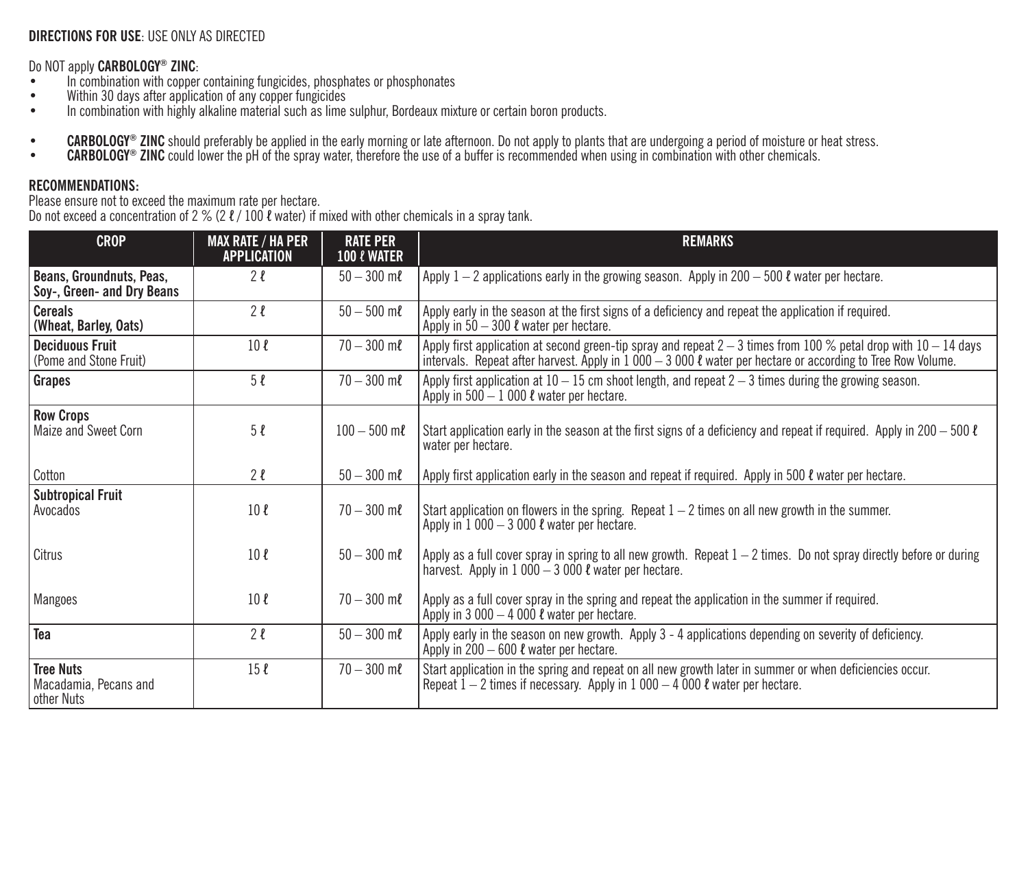**DIRECTIONS FOR USE**: USE ONLY AS DIRECTED

Do NOT apply **CARBOLOGY® ZINC**:

- In combination with copper containing fungicides, phosphates or phosphonates
- Within 30 days after application of any copper fungicides
- In combination with highly alkaline material such as lime sulphur, Bordeaux mixture or certain boron products.

- **CARBOLOGY® ZINC** should preferably be applied in the early morning or late afternoon. Do not apply to plants that are undergoing a period of moisture or heat stress.
- **CARBOLOGY® ZINC** could lower the pH of the spray water, therefore the use of a buffer is recommended when using in combination with other chemicals.

**RECOMMENDATIONS:**

Please ensure not to exceed the maximum rate per hectare.

Do not exceed a concentration of 2 % (2 ℓ / 100 ℓ water) if mixed with other chemicals in a spray tank.

| CROP | MAX RATE / HA PER APPLICATION | RATE PER 100 ℓ WATER | REMARKS |
| --- | --- | --- | --- |
| **Beans, Groundnuts, Peas, Soy-, Green- and Dry Beans** | 2 ℓ | 50 – 300 mℓ | Apply 1 – 2 applications early in the growing season. Apply in 200 – 500 ℓ water per hectare. |
| **Cereals (Wheat, Barley, Oats)** | 2 ℓ | 50 – 500 mℓ | Apply early in the season at the first signs of a deficiency and repeat the application if required. Apply in 50 – 300 ℓ water per hectare. |
| **Deciduous Fruit** (Pome and Stone Fruit) | 10 ℓ | 70 – 300 mℓ | Apply first application at second green-tip spray and repeat 2 – 3 times from 100 % petal drop with 10 – 14 days intervals. Repeat after harvest. Apply in 1 000 – 3 000 ℓ water per hectare or according to Tree Row Volume. |
| **Grapes** | 5 ℓ | 70 – 300 mℓ | Apply first application at 10 – 15 cm shoot length, and repeat 2 – 3 times during the growing season. Apply in 500 – 1 000 ℓ water per hectare. |
| **Row Crops** | | | |
| Maize and Sweet Corn | 5 ℓ | 100 – 500 mℓ | Start application early in the season at the first signs of a deficiency and repeat if required. Apply in 200 – 500 ℓ water per hectare. |
| Cotton | 2 ℓ | 50 – 300 mℓ | Apply first application early in the season and repeat if required. Apply in 500 ℓ water per hectare. |
| **Subtropical Fruit** | | | |
| Avocados | 10 ℓ | 70 – 300 mℓ | Start application on flowers in the spring. Repeat 1 – 2 times on all new growth in the summer. Apply in 1 000 – 3 000 ℓ water per hectare. |
| Citrus | 10 ℓ | 50 – 300 mℓ | Apply as a full cover spray in spring to all new growth. Repeat 1 – 2 times. Do not spray directly before or during harvest. Apply in 1 000 – 3 000 ℓ water per hectare. |
| Mangoes | 10 ℓ | 70 – 300 mℓ | Apply as a full cover spray in the spring and repeat the application in the summer if required. Apply in 3 000 – 4 000 ℓ water per hectare. |
| **Tea** | 2 ℓ | 50 – 300 mℓ | Apply early in the season on new growth. Apply 3 - 4 applications depending on severity of deficiency. Apply in 200 – 600 ℓ water per hectare. |
| **Tree Nuts** Macadamia, Pecans and other Nuts | 15 ℓ | 70 – 300 mℓ | Start application in the spring and repeat on all new growth later in summer or when deficiencies occur. Repeat 1 – 2 times if necessary. Apply in 1 000 – 4 000 ℓ water per hectare. |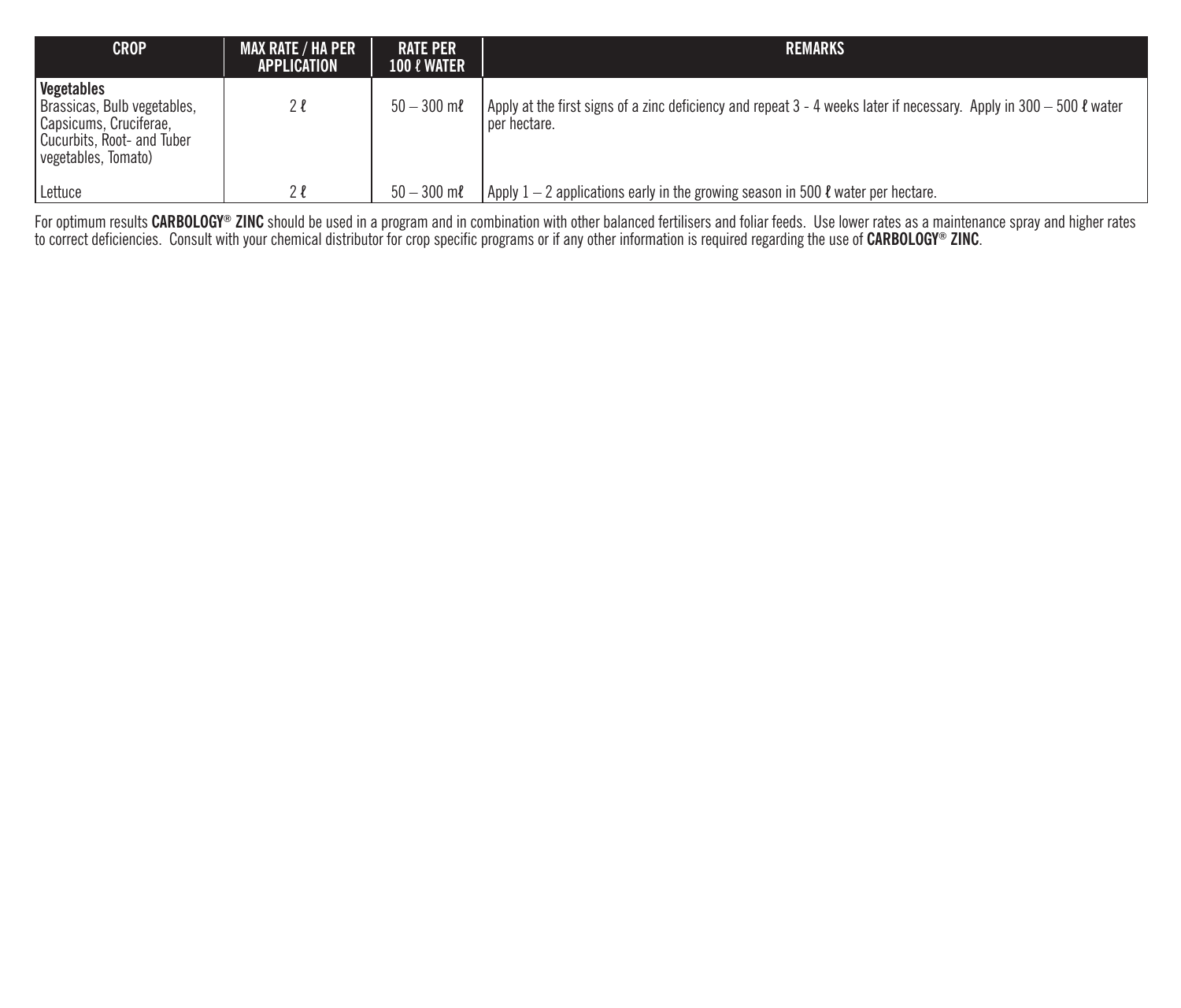| CROP | MAX RATE / HA PER APPLICATION | RATE PER 100 ℓ WATER | REMARKS |
|---|---|---|---|
| **Vegetables** Brassicas, Bulb vegetables, Capsicums, Cruciferae, Cucurbits, Root- and Tuber vegetables, Tomato) | 2 ℓ | 50 – 300 mℓ | Apply at the first signs of a zinc deficiency and repeat 3 - 4 weeks later if necessary. Apply in 300 – 500 ℓ water per hectare. |
| Lettuce | 2 ℓ | 50 – 300 mℓ | Apply 1 – 2 applications early in the growing season in 500 ℓ water per hectare. |

For optimum results **CARBOLOGY® ZINC** should be used in a program and in combination with other balanced fertilisers and foliar feeds. Use lower rates as a maintenance spray and higher rates to correct deficiencies. Consult with your chemical distributor for crop specific programs or if any other information is required regarding the use of **CARBOLOGY® ZINC**.